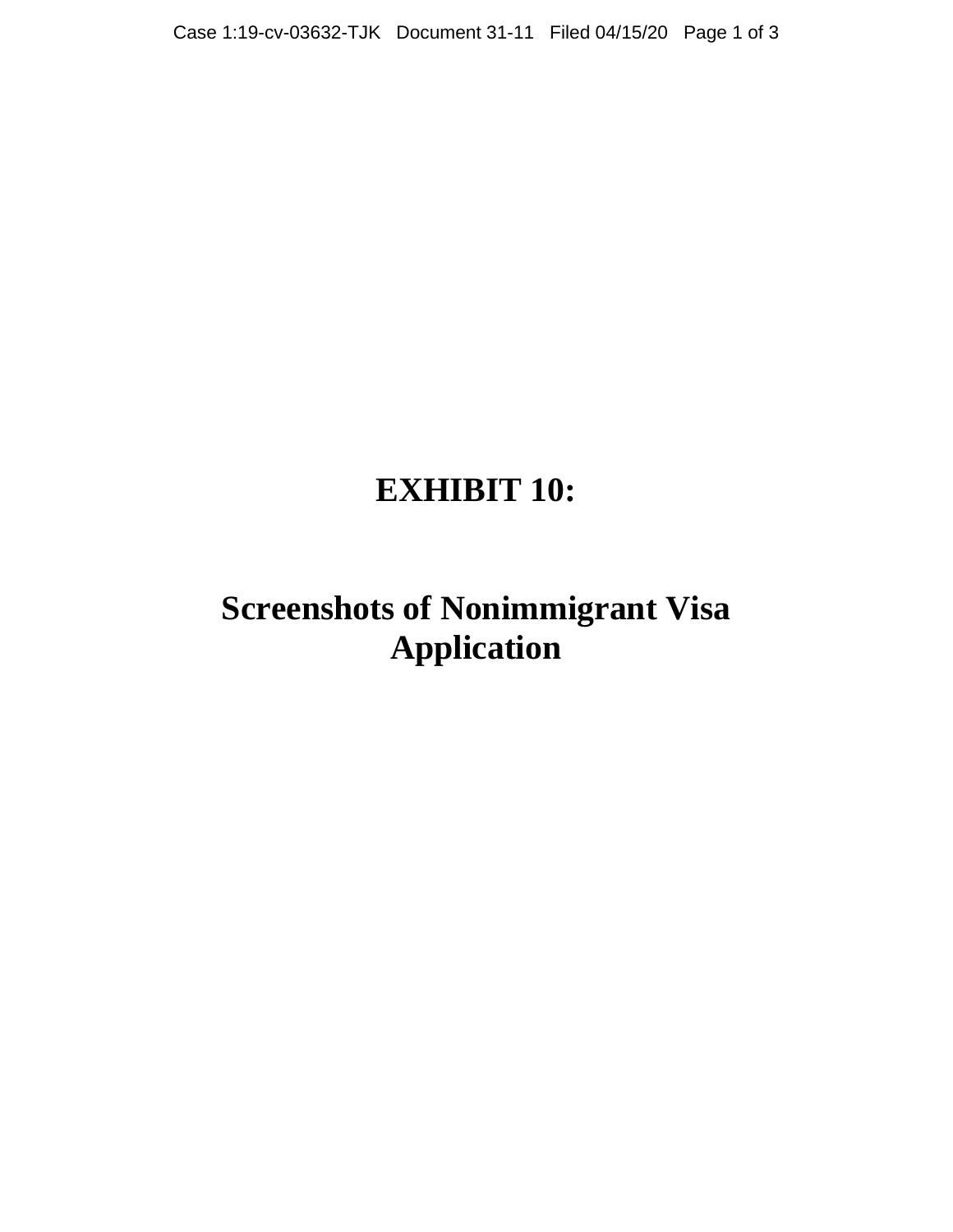# EXHIBIT 10:

# Screenshots of Nonimmigrant Visa Application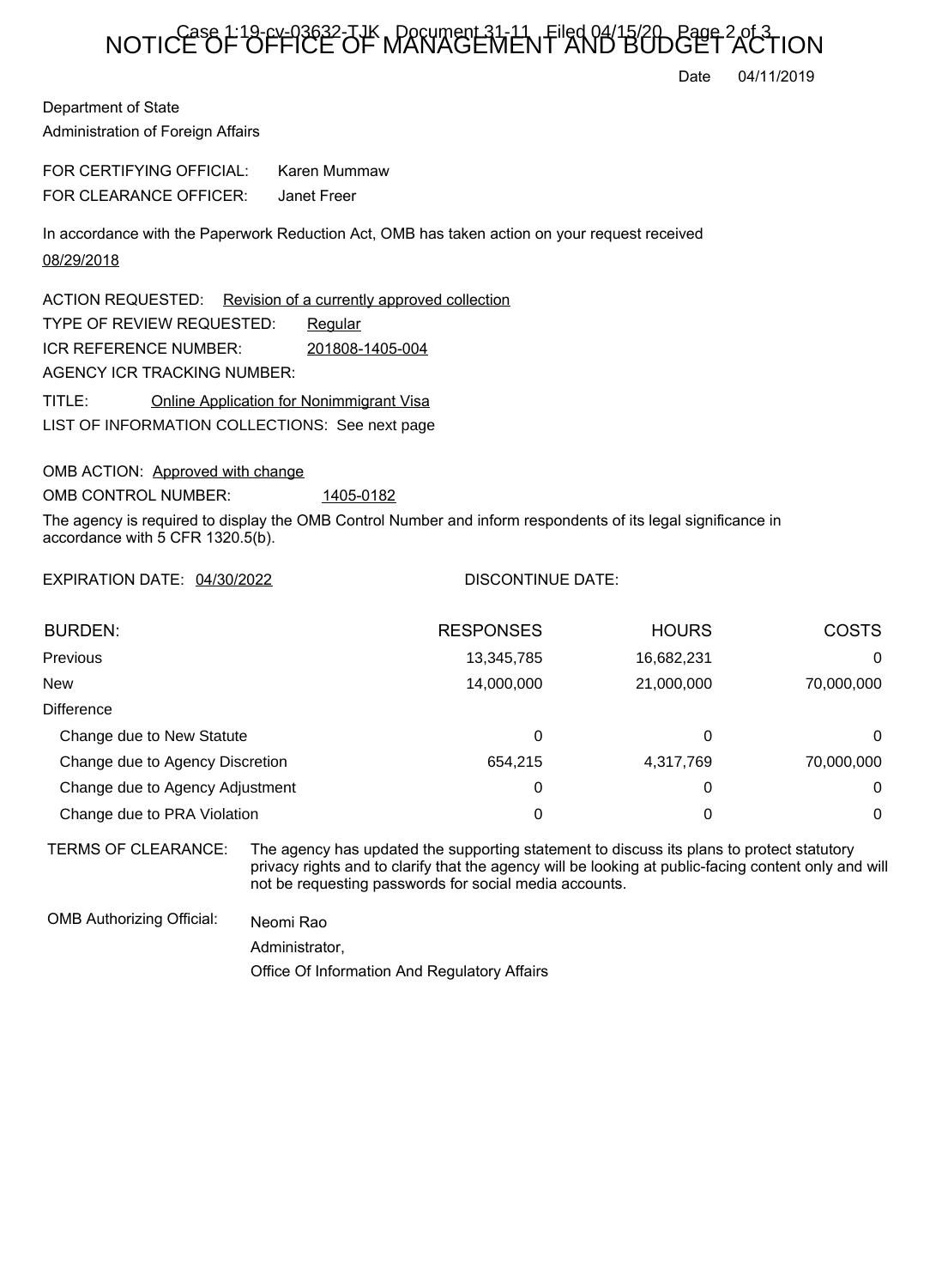# NOTICE OF OFFICE OF MANAGEMENT AND BUDGET ACTION

Date 04/11/2019

Department of State
Administration of Foreign Affairs

FOR CERTIFYING OFFICIAL: Karen Mummaw
FOR CLEARANCE OFFICER: Janet Freer

In accordance with the Paperwork Reduction Act, OMB has taken action on your request received 08/29/2018

ACTION REQUESTED: Revision of a currently approved collection
TYPE OF REVIEW REQUESTED: Regular
ICR REFERENCE NUMBER: 201808-1405-004
AGENCY ICR TRACKING NUMBER:

TITLE: Online Application for Nonimmigrant Visa
LIST OF INFORMATION COLLECTIONS: See next page

OMB ACTION: Approved with change
OMB CONTROL NUMBER: 1405-0182

The agency is required to display the OMB Control Number and inform respondents of its legal significance in accordance with 5 CFR 1320.5(b).

EXPIRATION DATE: 04/30/2022 DISCONTINUE DATE:

| BURDEN: | RESPONSES | HOURS | COSTS |
|---|---|---|---|
| Previous | 13,345,785 | 16,682,231 | 0 |
| New | 14,000,000 | 21,000,000 | 70,000,000 |
| Difference | | | |
| Change due to New Statute | 0 | 0 | 0 |
| Change due to Agency Discretion | 654,215 | 4,317,769 | 70,000,000 |
| Change due to Agency Adjustment | 0 | 0 | 0 |
| Change due to PRA Violation | 0 | 0 | 0 |

TERMS OF CLEARANCE: The agency has updated the supporting statement to discuss its plans to protect statutory privacy rights and to clarify that the agency will be looking at public-facing content only and will not be requesting passwords for social media accounts.

OMB Authorizing Official: Neomi Rao
Administrator,
Office Of Information And Regulatory Affairs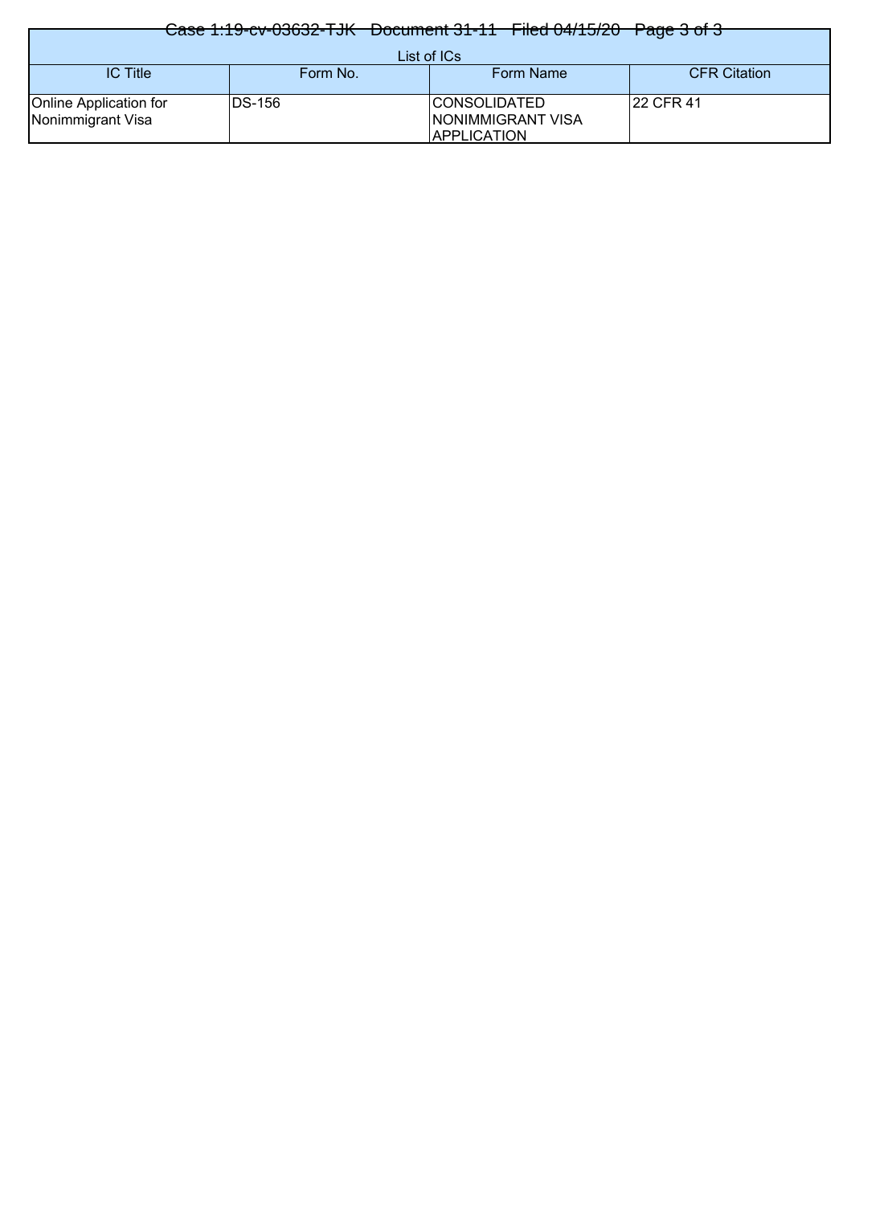| List of ICs | | | |
|---|---|---|---|
| IC Title | Form No. | Form Name | CFR Citation |
| Online Application for Nonimmigrant Visa | DS-156 | CONSOLIDATED NONIMMIGRANT VISA APPLICATION | 22 CFR 41 |